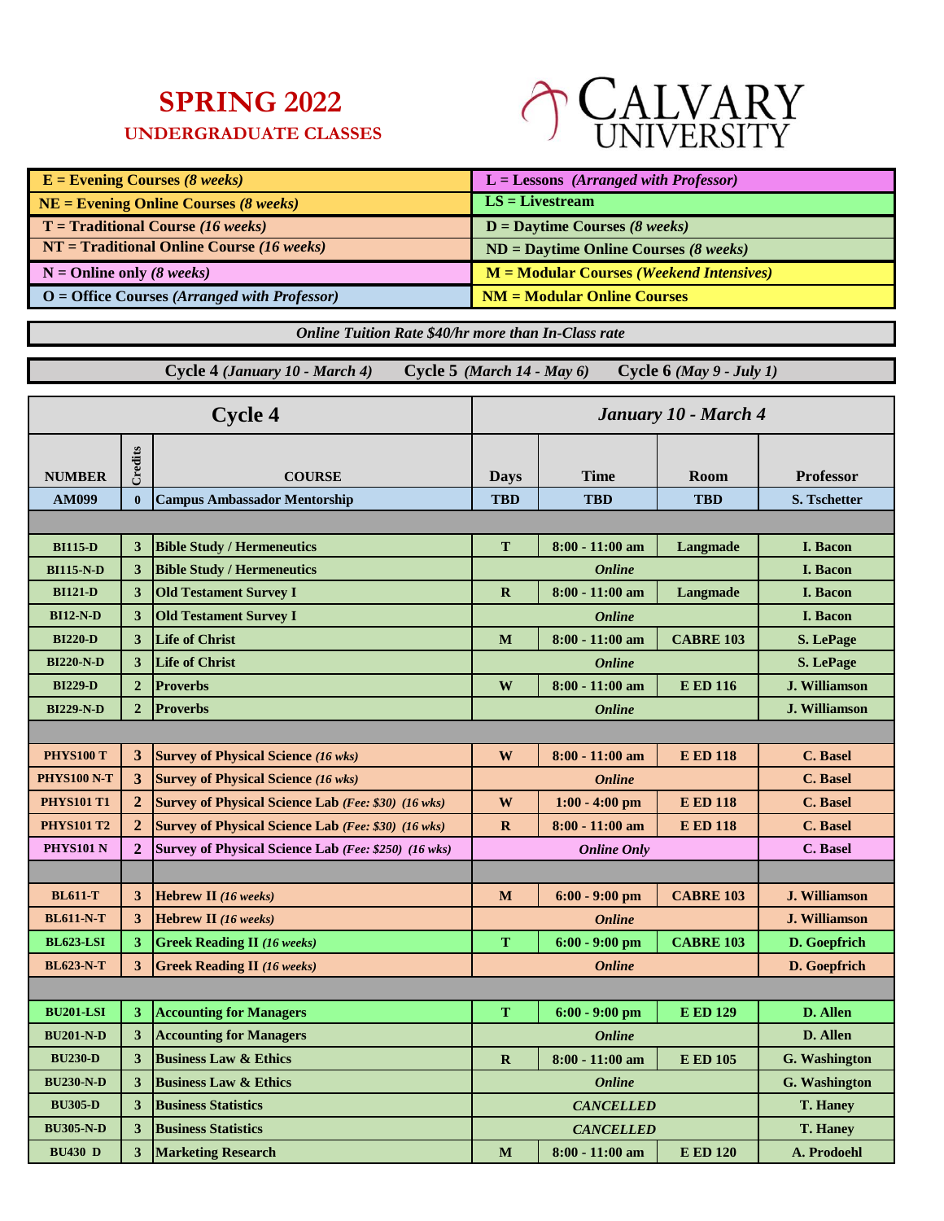# SPRING 2022

## UNDERGRADUATE CLASSES

CALVARY UNIVERSITY

| | |
|---|---|
| **E = Evening Courses** *(8 weeks)* | **L = Lessons** *(Arranged with Professor)* |
| **NE = Evening Online Courses** *(8 weeks)* | **LS = Livestream** |
| **T = Traditional Course** *(16 weeks)* | **D = Daytime Courses** *(8 weeks)* |
| **NT = Traditional Online Course** *(16 weeks)* | **ND = Daytime Online Courses** *(8 weeks)* |
| **N = Online only** *(8 weeks)* | **M = Modular Courses** *(Weekend Intensives)* |
| **O = Office Courses** *(Arranged with Professor)* | **NM = Modular Online Courses** |

***Online Tuition Rate $40/hr more than In-Class rate***

**Cycle 4** *(January 10 - March 4)* **Cycle 5** *(March 14 - May 6)* **Cycle 6** *(May 9 - July 1)*

| **Cycle 4** | | | ***January 10 - March 4*** | | | |
|---|---|---|---|---|---|---|
| **NUMBER** | **Credits** | **COURSE** | **Days** | **Time** | **Room** | **Professor** |
| AM099 | 0 | Campus Ambassador Mentorship | TBD | TBD | TBD | S. Tschetter |
| | | | | | | |
| BI115-D | 3 | Bible Study / Hermeneutics | T | 8:00 - 11:00 am | Langmade | I. Bacon |
| BI115-N-D | 3 | Bible Study / Hermeneutics | | *Online* | | I. Bacon |
| BI121-D | 3 | Old Testament Survey I | R | 8:00 - 11:00 am | Langmade | I. Bacon |
| BI12-N-D | 3 | Old Testament Survey I | | *Online* | | I. Bacon |
| BI220-D | 3 | Life of Christ | M | 8:00 - 11:00 am | CABRE 103 | S. LePage |
| BI220-N-D | 3 | Life of Christ | | *Online* | | S. LePage |
| BI229-D | 2 | Proverbs | W | 8:00 - 11:00 am | E ED 116 | J. Williamson |
| BI229-N-D | 2 | Proverbs | | *Online* | | J. Williamson |
| | | | | | | |
| PHYS100 T | 3 | Survey of Physical Science *(16 wks)* | W | 8:00 - 11:00 am | E ED 118 | C. Basel |
| PHYS100 N-T | 3 | Survey of Physical Science *(16 wks)* | | *Online* | | C. Basel |
| PHYS101 T1 | 2 | Survey of Physical Science Lab *(Fee: $30) (16 wks)* | W | 1:00 - 4:00 pm | E ED 118 | C. Basel |
| PHYS101 T2 | 2 | Survey of Physical Science Lab *(Fee: $30) (16 wks)* | R | 8:00 - 11:00 am | E ED 118 | C. Basel |
| PHYS101 N | 2 | Survey of Physical Science Lab *(Fee: $250) (16 wks)* | | *Online Only* | | C. Basel |
| | | | | | | |
| BL611-T | 3 | Hebrew II *(16 weeks)* | M | 6:00 - 9:00 pm | CABRE 103 | J. Williamson |
| BL611-N-T | 3 | Hebrew II *(16 weeks)* | | *Online* | | J. Williamson |
| BL623-LSI | 3 | Greek Reading II *(16 weeks)* | T | 6:00 - 9:00 pm | CABRE 103 | D. Goepfrich |
| BL623-N-T | 3 | Greek Reading II *(16 weeks)* | | *Online* | | D. Goepfrich |
| | | | | | | |
| BU201-LSI | 3 | Accounting for Managers | T | 6:00 - 9:00 pm | E ED 129 | D. Allen |
| BU201-N-D | 3 | Accounting for Managers | | *Online* | | D. Allen |
| BU230-D | 3 | Business Law & Ethics | R | 8:00 - 11:00 am | E ED 105 | G. Washington |
| BU230-N-D | 3 | Business Law & Ethics | | *Online* | | G. Washington |
| BU305-D | 3 | Business Statistics | | *CANCELLED* | | T. Haney |
| BU305-N-D | 3 | Business Statistics | | *CANCELLED* | | T. Haney |
| BU430 D | 3 | Marketing Research | M | 8:00 - 11:00 am | E ED 120 | A. Prodoehl |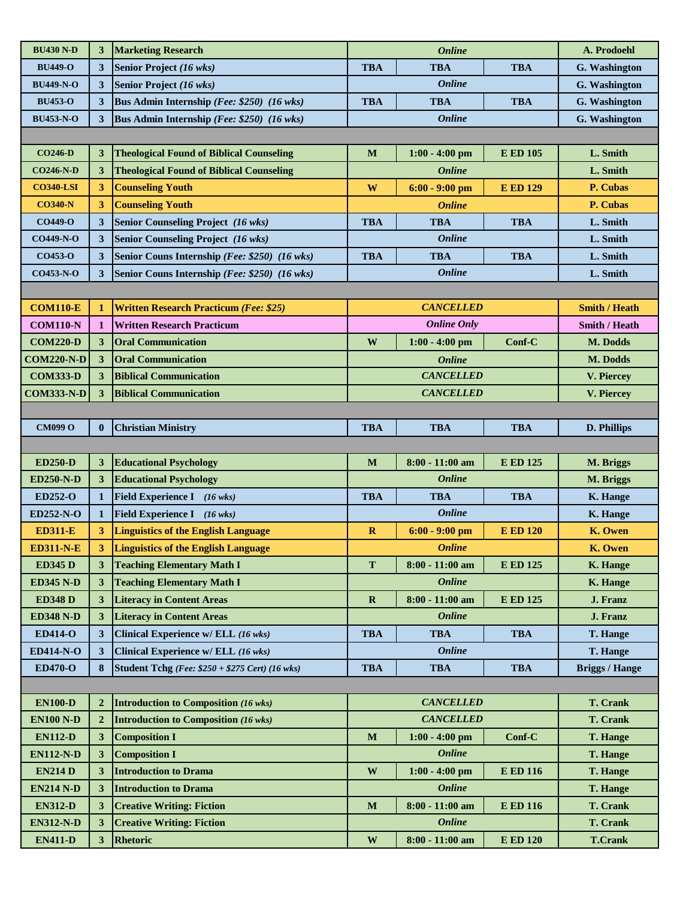| | | | | | | |
|---|---|---|---|---|---|---|
| BU430 N-D | 3 | Marketing Research | *Online* | | | A. Prodoehl |
| BU449-O | 3 | Senior Project *(16 wks)* | TBA | TBA | TBA | G. Washington |
| BU449-N-O | 3 | Senior Project *(16 wks)* | *Online* | | | G. Washington |
| BU453-O | 3 | Bus Admin Internship *(Fee: $250) (16 wks)* | TBA | TBA | TBA | G. Washington |
| BU453-N-O | 3 | Bus Admin Internship *(Fee: $250) (16 wks)* | *Online* | | | G. Washington |
| | | | | | | |
| CO246-D | 3 | Theological Found of Biblical Counseling | M | 1:00 - 4:00 pm | E ED 105 | L. Smith |
| CO246-N-D | 3 | Theological Found of Biblical Counseling | *Online* | | | L. Smith |
| CO340-LSI | 3 | Counseling Youth | W | 6:00 - 9:00 pm | E ED 129 | P. Cubas |
| CO340-N | 3 | Counseling Youth | *Online* | | | P. Cubas |
| CO449-O | 3 | Senior Counseling Project *(16 wks)* | TBA | TBA | TBA | L. Smith |
| CO449-N-O | 3 | Senior Counseling Project *(16 wks)* | *Online* | | | L. Smith |
| CO453-O | 3 | Senior Couns Internship *(Fee: $250) (16 wks)* | TBA | TBA | TBA | L. Smith |
| CO453-N-O | 3 | Senior Couns Internship *(Fee: $250) (16 wks)* | *Online* | | | L. Smith |
| | | | | | | |
| COM110-E | 1 | Written Research Practicum *(Fee: $25)* | *CANCELLED* | | | Smith / Heath |
| COM110-N | 1 | Written Research Practicum | *Online Only* | | | Smith / Heath |
| COM220-D | 3 | Oral Communication | W | 1:00 - 4:00 pm | Conf-C | M. Dodds |
| COM220-N-D | 3 | Oral Communication | *Online* | | | M. Dodds |
| COM333-D | 3 | Biblical Communication | *CANCELLED* | | | V. Piercey |
| COM333-N-D | 3 | Biblical Communication | *CANCELLED* | | | V. Piercey |
| | | | | | | |
| CM099 O | 0 | Christian Ministry | TBA | TBA | TBA | D. Phillips |
| | | | | | | |
| ED250-D | 3 | Educational Psychology | M | 8:00 - 11:00 am | E ED 125 | M. Briggs |
| ED250-N-D | 3 | Educational Psychology | *Online* | | | M. Briggs |
| ED252-O | 1 | Field Experience I *(16 wks)* | TBA | TBA | TBA | K. Hange |
| ED252-N-O | 1 | Field Experience I *(16 wks)* | *Online* | | | K. Hange |
| ED311-E | 3 | Linguistics of the English Language | R | 6:00 - 9:00 pm | E ED 120 | K. Owen |
| ED311-N-E | 3 | Linguistics of the English Language | *Online* | | | K. Owen |
| ED345 D | 3 | Teaching Elementary Math I | T | 8:00 - 11:00 am | E ED 125 | K. Hange |
| ED345 N-D | 3 | Teaching Elementary Math I | *Online* | | | K. Hange |
| ED348 D | 3 | Literacy in Content Areas | R | 8:00 - 11:00 am | E ED 125 | J. Franz |
| ED348 N-D | 3 | Literacy in Content Areas | *Online* | | | J. Franz |
| ED414-O | 3 | Clinical Experience w/ ELL *(16 wks)* | TBA | TBA | TBA | T. Hange |
| ED414-N-O | 3 | Clinical Experience w/ ELL *(16 wks)* | *Online* | | | T. Hange |
| ED470-O | 8 | Student Tchg *(Fee: $250 + $275 Cert) (16 wks)* | TBA | TBA | TBA | Briggs / Hange |
| | | | | | | |
| EN100-D | 2 | Introduction to Composition *(16 wks)* | *CANCELLED* | | | T. Crank |
| EN100 N-D | 2 | Introduction to Composition *(16 wks)* | *CANCELLED* | | | T. Crank |
| EN112-D | 3 | Composition I | M | 1:00 - 4:00 pm | Conf-C | T. Hange |
| EN112-N-D | 3 | Composition I | *Online* | | | T. Hange |
| EN214 D | 3 | Introduction to Drama | W | 1:00 - 4:00 pm | E ED 116 | T. Hange |
| EN214 N-D | 3 | Introduction to Drama | *Online* | | | T. Hange |
| EN312-D | 3 | Creative Writing: Fiction | M | 8:00 - 11:00 am | E ED 116 | T. Crank |
| EN312-N-D | 3 | Creative Writing: Fiction | *Online* | | | T. Crank |
| EN411-D | 3 | Rhetoric | W | 8:00 - 11:00 am | E ED 120 | T.Crank |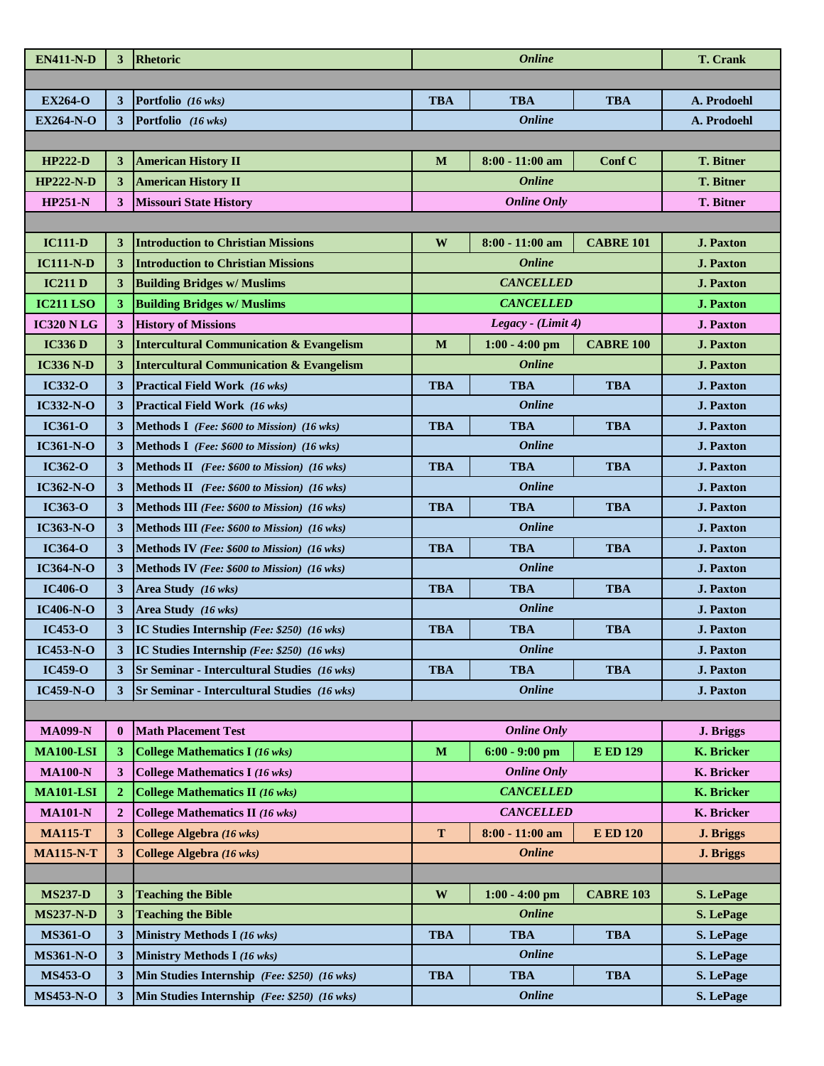| | | | | | | |
|---|---|---|---|---|---|---|
| **EN411-N-D** | **3** | **Rhetoric** | | ***Online*** | | **T. Crank** |
| | | | | | | |
| **EX264-O** | **3** | **Portfolio** *(16 wks)* | **TBA** | **TBA** | **TBA** | **A. Prodoehl** |
| **EX264-N-O** | **3** | **Portfolio** *(16 wks)* | | ***Online*** | | **A. Prodoehl** |
| | | | | | | |
| **HP222-D** | **3** | **American History II** | **M** | **8:00 - 11:00 am** | **Conf C** | **T. Bitner** |
| **HP222-N-D** | **3** | **American History II** | | ***Online*** | | **T. Bitner** |
| **HP251-N** | **3** | **Missouri State History** | | ***Online Only*** | | **T. Bitner** |
| | | | | | | |
| **IC111-D** | **3** | **Introduction to Christian Missions** | **W** | **8:00 - 11:00 am** | **CABRE 101** | **J. Paxton** |
| **IC111-N-D** | **3** | **Introduction to Christian Missions** | | ***Online*** | | **J. Paxton** |
| **IC211 D** | **3** | **Building Bridges w/ Muslims** | | ***CANCELLED*** | | **J. Paxton** |
| **IC211 LSO** | **3** | **Building Bridges w/ Muslims** | | ***CANCELLED*** | | **J. Paxton** |
| **IC320 N LG** | **3** | **History of Missions** | | ***Legacy - (Limit 4)*** | | **J. Paxton** |
| **IC336 D** | **3** | **Intercultural Communication & Evangelism** | **M** | **1:00 - 4:00 pm** | **CABRE 100** | **J. Paxton** |
| **IC336 N-D** | **3** | **Intercultural Communication & Evangelism** | | ***Online*** | | **J. Paxton** |
| **IC332-O** | **3** | **Practical Field Work** *(16 wks)* | **TBA** | **TBA** | **TBA** | **J. Paxton** |
| **IC332-N-O** | **3** | **Practical Field Work** *(16 wks)* | | ***Online*** | | **J. Paxton** |
| **IC361-O** | **3** | **Methods I** *(Fee: $600 to Mission) (16 wks)* | **TBA** | **TBA** | **TBA** | **J. Paxton** |
| **IC361-N-O** | **3** | **Methods I** *(Fee: $600 to Mission) (16 wks)* | | ***Online*** | | **J. Paxton** |
| **IC362-O** | **3** | **Methods II** *(Fee: $600 to Mission) (16 wks)* | **TBA** | **TBA** | **TBA** | **J. Paxton** |
| **IC362-N-O** | **3** | **Methods II** *(Fee: $600 to Mission) (16 wks)* | | ***Online*** | | **J. Paxton** |
| **IC363-O** | **3** | **Methods III** *(Fee: $600 to Mission) (16 wks)* | **TBA** | **TBA** | **TBA** | **J. Paxton** |
| **IC363-N-O** | **3** | **Methods III** *(Fee: $600 to Mission) (16 wks)* | | ***Online*** | | **J. Paxton** |
| **IC364-O** | **3** | **Methods IV** *(Fee: $600 to Mission) (16 wks)* | **TBA** | **TBA** | **TBA** | **J. Paxton** |
| **IC364-N-O** | **3** | **Methods IV** *(Fee: $600 to Mission) (16 wks)* | | ***Online*** | | **J. Paxton** |
| **IC406-O** | **3** | **Area Study** *(16 wks)* | **TBA** | **TBA** | **TBA** | **J. Paxton** |
| **IC406-N-O** | **3** | **Area Study** *(16 wks)* | | ***Online*** | | **J. Paxton** |
| **IC453-O** | **3** | **IC Studies Internship** *(Fee: $250) (16 wks)* | **TBA** | **TBA** | **TBA** | **J. Paxton** |
| **IC453-N-O** | **3** | **IC Studies Internship** *(Fee: $250) (16 wks)* | | ***Online*** | | **J. Paxton** |
| **IC459-O** | **3** | **Sr Seminar - Intercultural Studies** *(16 wks)* | **TBA** | **TBA** | **TBA** | **J. Paxton** |
| **IC459-N-O** | **3** | **Sr Seminar - Intercultural Studies** *(16 wks)* | | ***Online*** | | **J. Paxton** |
| | | | | | | |
| **MA099-N** | **0** | **Math Placement Test** | | ***Online Only*** | | **J. Briggs** |
| **MA100-LSI** | **3** | **College Mathematics I** *(16 wks)* | **M** | **6:00 - 9:00 pm** | **E ED 129** | **K. Bricker** |
| **MA100-N** | **3** | **College Mathematics I** *(16 wks)* | | ***Online Only*** | | **K. Bricker** |
| **MA101-LSI** | **2** | **College Mathematics II** *(16 wks)* | | ***CANCELLED*** | | **K. Bricker** |
| **MA101-N** | **2** | **College Mathematics II** *(16 wks)* | | ***CANCELLED*** | | **K. Bricker** |
| **MA115-T** | **3** | **College Algebra** *(16 wks)* | **T** | **8:00 - 11:00 am** | **E ED 120** | **J. Briggs** |
| **MA115-N-T** | **3** | **College Algebra** *(16 wks)* | | ***Online*** | | **J. Briggs** |
| | | | | | | |
| **MS237-D** | **3** | **Teaching the Bible** | **W** | **1:00 - 4:00 pm** | **CABRE 103** | **S. LePage** |
| **MS237-N-D** | **3** | **Teaching the Bible** | | ***Online*** | | **S. LePage** |
| **MS361-O** | **3** | **Ministry Methods I** *(16 wks)* | **TBA** | **TBA** | **TBA** | **S. LePage** |
| **MS361-N-O** | **3** | **Ministry Methods I** *(16 wks)* | | ***Online*** | | **S. LePage** |
| **MS453-O** | **3** | **Min Studies Internship** *(Fee: $250) (16 wks)* | **TBA** | **TBA** | **TBA** | **S. LePage** |
| **MS453-N-O** | **3** | **Min Studies Internship** *(Fee: $250) (16 wks)* | | ***Online*** | | **S. LePage** |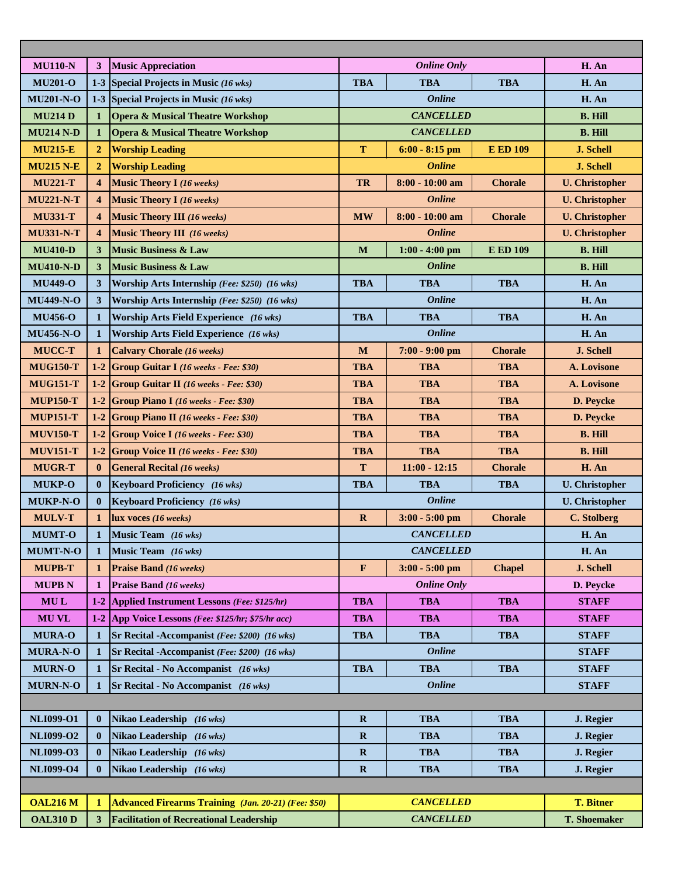| | | | | | | |
|---|---|---|---|---|---|---|
| **MU110-N** | **3** | **Music Appreciation** | | ***Online Only*** | | **H. An** |
| **MU201-O** | **1-3** | **Special Projects in Music** ***(16 wks)*** | **TBA** | **TBA** | **TBA** | **H. An** |
| **MU201-N-O** | **1-3** | **Special Projects in Music** ***(16 wks)*** | | ***Online*** | | **H. An** |
| **MU214 D** | **1** | **Opera & Musical Theatre Workshop** | | ***CANCELLED*** | | **B. Hill** |
| **MU214 N-D** | **1** | **Opera & Musical Theatre Workshop** | | ***CANCELLED*** | | **B. Hill** |
| **MU215-E** | **2** | **Worship Leading** | **T** | **6:00 - 8:15 pm** | **E ED 109** | **J. Schell** |
| **MU215 N-E** | **2** | **Worship Leading** | | ***Online*** | | **J. Schell** |
| **MU221-T** | **4** | **Music Theory I** ***(16 weeks)*** | **TR** | **8:00 - 10:00 am** | **Chorale** | **U. Christopher** |
| **MU221-N-T** | **4** | **Music Theory I** ***(16 weeks)*** | | ***Online*** | | **U. Christopher** |
| **MU331-T** | **4** | **Music Theory III** ***(16 weeks)*** | **MW** | **8:00 - 10:00 am** | **Chorale** | **U. Christopher** |
| **MU331-N-T** | **4** | **Music Theory III** ***(16 weeks)*** | | ***Online*** | | **U. Christopher** |
| **MU410-D** | **3** | **Music Business & Law** | **M** | **1:00 - 4:00 pm** | **E ED 109** | **B. Hill** |
| **MU410-N-D** | **3** | **Music Business & Law** | | ***Online*** | | **B. Hill** |
| **MU449-O** | **3** | **Worship Arts Internship** ***(Fee: $250) (16 wks)*** | **TBA** | **TBA** | **TBA** | **H. An** |
| **MU449-N-O** | **3** | **Worship Arts Internship** ***(Fee: $250) (16 wks)*** | | ***Online*** | | **H. An** |
| **MU456-O** | **1** | **Worship Arts Field Experience** ***(16 wks)*** | **TBA** | **TBA** | **TBA** | **H. An** |
| **MU456-N-O** | **1** | **Worship Arts Field Experience** ***(16 wks)*** | | ***Online*** | | **H. An** |
| **MUCC-T** | **1** | **Calvary Chorale** ***(16 weeks)*** | **M** | **7:00 - 9:00 pm** | **Chorale** | **J. Schell** |
| **MUG150-T** | **1-2** | **Group Guitar I** ***(16 weeks - Fee: $30)*** | **TBA** | **TBA** | **TBA** | **A. Lovisone** |
| **MUG151-T** | **1-2** | **Group Guitar II** ***(16 weeks - Fee: $30)*** | **TBA** | **TBA** | **TBA** | **A. Lovisone** |
| **MUP150-T** | **1-2** | **Group Piano I** ***(16 weeks - Fee: $30)*** | **TBA** | **TBA** | **TBA** | **D. Peycke** |
| **MUP151-T** | **1-2** | **Group Piano II** ***(16 weeks - Fee: $30)*** | **TBA** | **TBA** | **TBA** | **D. Peycke** |
| **MUV150-T** | **1-2** | **Group Voice I** ***(16 weeks - Fee: $30)*** | **TBA** | **TBA** | **TBA** | **B. Hill** |
| **MUV151-T** | **1-2** | **Group Voice II** ***(16 weeks - Fee: $30)*** | **TBA** | **TBA** | **TBA** | **B. Hill** |
| **MUGR-T** | **0** | **General Recital** ***(16 weeks)*** | **T** | **11:00 - 12:15** | **Chorale** | **H. An** |
| **MUKP-O** | **0** | **Keyboard Proficiency** ***(16 wks)*** | **TBA** | **TBA** | **TBA** | **U. Christopher** |
| **MUKP-N-O** | **0** | **Keyboard Proficiency** ***(16 wks)*** | | ***Online*** | | **U. Christopher** |
| **MULV-T** | **1** | **lux voces** ***(16 weeks)*** | **R** | **3:00 - 5:00 pm** | **Chorale** | **C. Stolberg** |
| **MUMT-O** | **1** | **Music Team** ***(16 wks)*** | | ***CANCELLED*** | | **H. An** |
| **MUMT-N-O** | **1** | **Music Team** ***(16 wks)*** | | ***CANCELLED*** | | **H. An** |
| **MUPB-T** | **1** | **Praise Band** ***(16 weeks)*** | **F** | **3:00 - 5:00 pm** | **Chapel** | **J. Schell** |
| **MUPB N** | **1** | **Praise Band** ***(16 weeks)*** | | ***Online Only*** | | **D. Peycke** |
| **MU L** | **1-2** | **Applied Instrument Lessons** ***(Fee: $125/hr)*** | **TBA** | **TBA** | **TBA** | **STAFF** |
| **MU VL** | **1-2** | **App Voice Lessons** ***(Fee: $125/hr; $75/hr acc)*** | **TBA** | **TBA** | **TBA** | **STAFF** |
| **MURA-O** | **1** | **Sr Recital -Accompanist** ***(Fee: $200) (16 wks)*** | **TBA** | **TBA** | **TBA** | **STAFF** |
| **MURA-N-O** | **1** | **Sr Recital -Accompanist** ***(Fee: $200) (16 wks)*** | | ***Online*** | | **STAFF** |
| **MURN-O** | **1** | **Sr Recital - No Accompanist** ***(16 wks)*** | **TBA** | **TBA** | **TBA** | **STAFF** |
| **MURN-N-O** | **1** | **Sr Recital - No Accompanist** ***(16 wks)*** | | ***Online*** | | **STAFF** |
| | | | | | | |
| **NLI099-O1** | **0** | **Nikao Leadership** ***(16 wks)*** | **R** | **TBA** | **TBA** | **J. Regier** |
| **NLI099-O2** | **0** | **Nikao Leadership** ***(16 wks)*** | **R** | **TBA** | **TBA** | **J. Regier** |
| **NLI099-O3** | **0** | **Nikao Leadership** ***(16 wks)*** | **R** | **TBA** | **TBA** | **J. Regier** |
| **NLI099-O4** | **0** | **Nikao Leadership** ***(16 wks)*** | **R** | **TBA** | **TBA** | **J. Regier** |
| | | | | | | |
| **OAL216 M** | **1** | **Advanced Firearms Training** ***(Jan. 20-21) (Fee: $50)*** | | ***CANCELLED*** | | **T. Bitner** |
| **OAL310 D** | **3** | **Facilitation of Recreational Leadership** | | ***CANCELLED*** | | **T. Shoemaker** |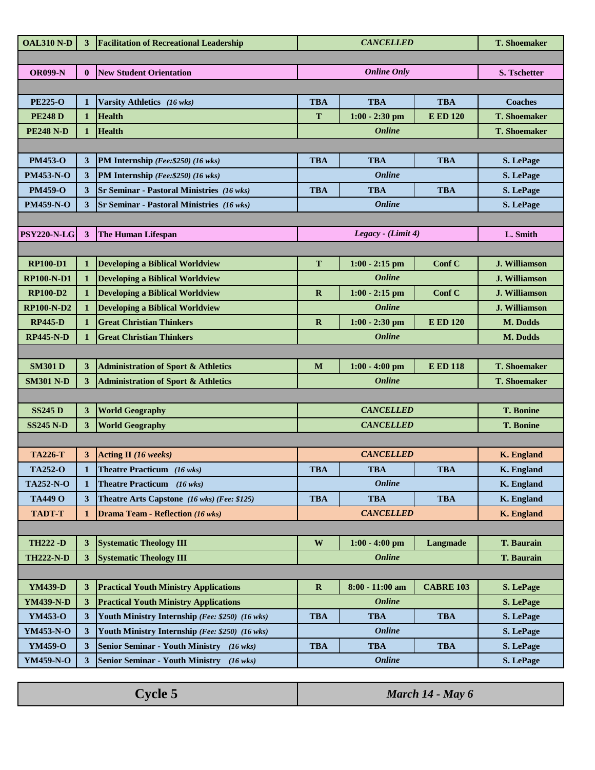| Course | Cr | Title | Day | Time | Room | Instructor |
|---|---|---|---|---|---|---|
| **OAL310 N-D** | **3** | **Facilitation of Recreational Leadership** | | ***CANCELLED*** | | **T. Shoemaker** |
| | | | | | | |
| **OR099-N** | **0** | **New Student Orientation** | | ***Online Only*** | | **S. Tschetter** |
| | | | | | | |
| **PE225-O** | **1** | **Varsity Athletics** *(16 wks)* | **TBA** | **TBA** | **TBA** | **Coaches** |
| **PE248 D** | **1** | **Health** | **T** | **1:00 - 2:30 pm** | **E ED 120** | **T. Shoemaker** |
| **PE248 N-D** | **1** | **Health** | | ***Online*** | | **T. Shoemaker** |
| | | | | | | |
| **PM453-O** | **3** | **PM Internship** *(Fee:$250) (16 wks)* | **TBA** | **TBA** | **TBA** | **S. LePage** |
| **PM453-N-O** | **3** | **PM Internship** *(Fee:$250) (16 wks)* | | ***Online*** | | **S. LePage** |
| **PM459-O** | **3** | **Sr Seminar - Pastoral Ministries** *(16 wks)* | **TBA** | **TBA** | **TBA** | **S. LePage** |
| **PM459-N-O** | **3** | **Sr Seminar - Pastoral Ministries** *(16 wks)* | | ***Online*** | | **S. LePage** |
| | | | | | | |
| **PSY220-N-LG** | **3** | **The Human Lifespan** | | ***Legacy - (Limit 4)*** | | **L. Smith** |
| | | | | | | |
| **RP100-D1** | **1** | **Developing a Biblical Worldview** | **T** | **1:00 - 2:15 pm** | **Conf C** | **J. Williamson** |
| **RP100-N-D1** | **1** | **Developing a Biblical Worldview** | | ***Online*** | | **J. Williamson** |
| **RP100-D2** | **1** | **Developing a Biblical Worldview** | **R** | **1:00 - 2:15 pm** | **Conf C** | **J. Williamson** |
| **RP100-N-D2** | **1** | **Developing a Biblical Worldview** | | ***Online*** | | **J. Williamson** |
| **RP445-D** | **1** | **Great Christian Thinkers** | **R** | **1:00 - 2:30 pm** | **E ED 120** | **M. Dodds** |
| **RP445-N-D** | **1** | **Great Christian Thinkers** | | ***Online*** | | **M. Dodds** |
| | | | | | | |
| **SM301 D** | **3** | **Administration of Sport & Athletics** | **M** | **1:00 - 4:00 pm** | **E ED 118** | **T. Shoemaker** |
| **SM301 N-D** | **3** | **Administration of Sport & Athletics** | | ***Online*** | | **T. Shoemaker** |
| | | | | | | |
| **SS245 D** | **3** | **World Geography** | | ***CANCELLED*** | | **T. Bonine** |
| **SS245 N-D** | **3** | **World Geography** | | ***CANCELLED*** | | **T. Bonine** |
| | | | | | | |
| **TA226-T** | **3** | **Acting II** ***(16 weeks)*** | | ***CANCELLED*** | | **K. England** |
| **TA252-O** | **1** | **Theatre Practicum** *(16 wks)* | **TBA** | **TBA** | **TBA** | **K. England** |
| **TA252-N-O** | **1** | **Theatre Practicum** *(16 wks)* | | ***Online*** | | **K. England** |
| **TA449 O** | **3** | **Theatre Arts Capstone** *(16 wks) (Fee: $125)* | **TBA** | **TBA** | **TBA** | **K. England** |
| **TADT-T** | **1** | **Drama Team - Reflection** *(16 wks)* | | ***CANCELLED*** | | **K. England** |
| | | | | | | |
| **TH222 -D** | **3** | **Systematic Theology III** | **W** | **1:00 - 4:00 pm** | **Langmade** | **T. Baurain** |
| **TH222-N-D** | **3** | **Systematic Theology III** | | ***Online*** | | **T. Baurain** |
| | | | | | | |
| **YM439-D** | **3** | **Practical Youth Ministry Applications** | **R** | **8:00 - 11:00 am** | **CABRE 103** | **S. LePage** |
| **YM439-N-D** | **3** | **Practical Youth Ministry Applications** | | ***Online*** | | **S. LePage** |
| **YM453-O** | **3** | **Youth Ministry Internship** *(Fee: $250) (16 wks)* | **TBA** | **TBA** | **TBA** | **S. LePage** |
| **YM453-N-O** | **3** | **Youth Ministry Internship** *(Fee: $250) (16 wks)* | | ***Online*** | | **S. LePage** |
| **YM459-O** | **3** | **Senior Seminar - Youth Ministry** *(16 wks)* | **TBA** | **TBA** | **TBA** | **S. LePage** |
| **YM459-N-O** | **3** | **Senior Seminar - Youth Ministry** *(16 wks)* | | ***Online*** | | **S. LePage** |

## Cycle 5 — *March 14 - May 6*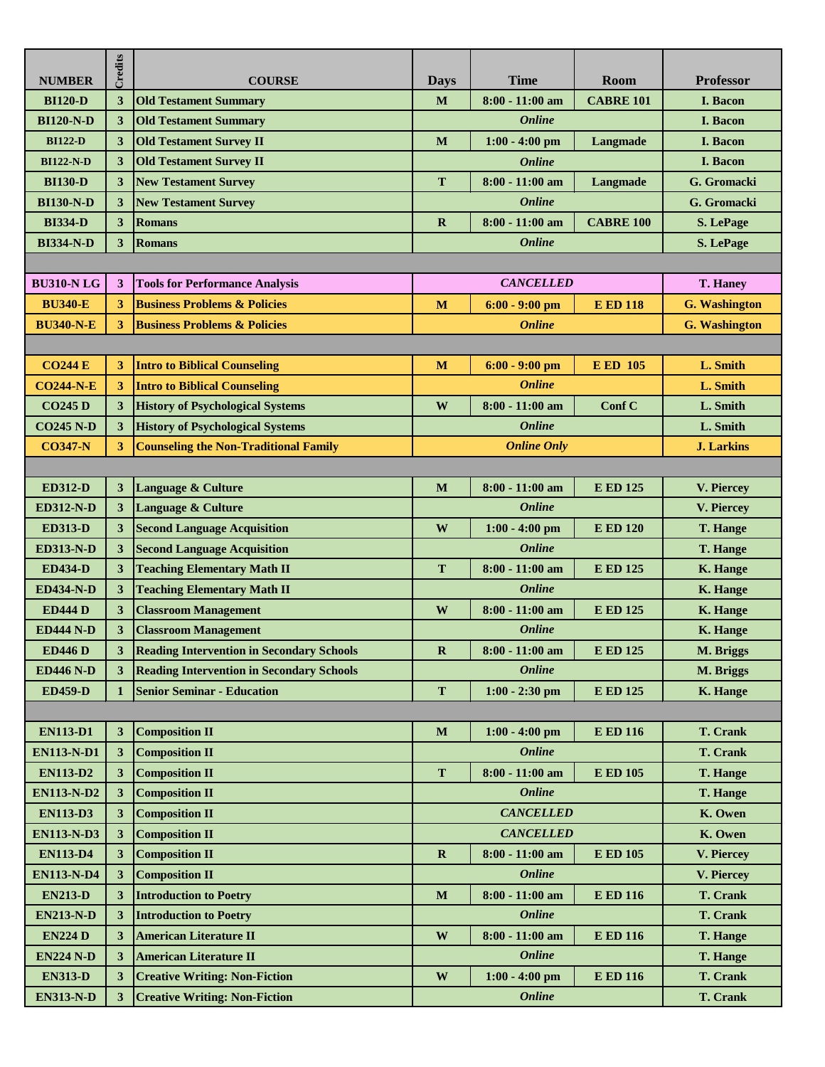| NUMBER | Credits | COURSE | Days | Time | Room | Professor |
|---|---|---|---|---|---|---|
| BI120-D | 3 | Old Testament Summary | M | 8:00 - 11:00 am | CABRE 101 | I. Bacon |
| BI120-N-D | 3 | Old Testament Summary | | *Online* | | I. Bacon |
| BI122-D | 3 | Old Testament Survey II | M | 1:00 - 4:00 pm | Langmade | I. Bacon |
| BI122-N-D | 3 | Old Testament Survey II | | *Online* | | I. Bacon |
| BI130-D | 3 | New Testament Survey | T | 8:00 - 11:00 am | Langmade | G. Gromacki |
| BI130-N-D | 3 | New Testament Survey | | *Online* | | G. Gromacki |
| BI334-D | 3 | Romans | R | 8:00 - 11:00 am | CABRE 100 | S. LePage |
| BI334-N-D | 3 | Romans | | *Online* | | S. LePage |
| | | | | | | |
| BU310-N LG | 3 | Tools for Performance Analysis | | *CANCELLED* | | T. Haney |
| BU340-E | 3 | Business Problems & Policies | M | 6:00 - 9:00 pm | E ED 118 | G. Washington |
| BU340-N-E | 3 | Business Problems & Policies | | *Online* | | G. Washington |
| | | | | | | |
| CO244 E | 3 | Intro to Biblical Counseling | M | 6:00 - 9:00 pm | E ED 105 | L. Smith |
| CO244-N-E | 3 | Intro to Biblical Counseling | | *Online* | | L. Smith |
| CO245 D | 3 | History of Psychological Systems | W | 8:00 - 11:00 am | Conf C | L. Smith |
| CO245 N-D | 3 | History of Psychological Systems | | *Online* | | L. Smith |
| CO347-N | 3 | Counseling the Non-Traditional Family | | *Online Only* | | J. Larkins |
| | | | | | | |
| ED312-D | 3 | Language & Culture | M | 8:00 - 11:00 am | E ED 125 | V. Piercey |
| ED312-N-D | 3 | Language & Culture | | *Online* | | V. Piercey |
| ED313-D | 3 | Second Language Acquisition | W | 1:00 - 4:00 pm | E ED 120 | T. Hange |
| ED313-N-D | 3 | Second Language Acquisition | | *Online* | | T. Hange |
| ED434-D | 3 | Teaching Elementary Math II | T | 8:00 - 11:00 am | E ED 125 | K. Hange |
| ED434-N-D | 3 | Teaching Elementary Math II | | *Online* | | K. Hange |
| ED444 D | 3 | Classroom Management | W | 8:00 - 11:00 am | E ED 125 | K. Hange |
| ED444 N-D | 3 | Classroom Management | | *Online* | | K. Hange |
| ED446 D | 3 | Reading Intervention in Secondary Schools | R | 8:00 - 11:00 am | E ED 125 | M. Briggs |
| ED446 N-D | 3 | Reading Intervention in Secondary Schools | | *Online* | | M. Briggs |
| ED459-D | 1 | Senior Seminar - Education | T | 1:00 - 2:30 pm | E ED 125 | K. Hange |
| | | | | | | |
| EN113-D1 | 3 | Composition II | M | 1:00 - 4:00 pm | E ED 116 | T. Crank |
| EN113-N-D1 | 3 | Composition II | | *Online* | | T. Crank |
| EN113-D2 | 3 | Composition II | T | 8:00 - 11:00 am | E ED 105 | T. Hange |
| EN113-N-D2 | 3 | Composition II | | *Online* | | T. Hange |
| EN113-D3 | 3 | Composition II | | *CANCELLED* | | K. Owen |
| EN113-N-D3 | 3 | Composition II | | *CANCELLED* | | K. Owen |
| EN113-D4 | 3 | Composition II | R | 8:00 - 11:00 am | E ED 105 | V. Piercey |
| EN113-N-D4 | 3 | Composition II | | *Online* | | V. Piercey |
| EN213-D | 3 | Introduction to Poetry | M | 8:00 - 11:00 am | E ED 116 | T. Crank |
| EN213-N-D | 3 | Introduction to Poetry | | *Online* | | T. Crank |
| EN224 D | 3 | American Literature II | W | 8:00 - 11:00 am | E ED 116 | T. Hange |
| EN224 N-D | 3 | American Literature II | | *Online* | | T. Hange |
| EN313-D | 3 | Creative Writing: Non-Fiction | W | 1:00 - 4:00 pm | E ED 116 | T. Crank |
| EN313-N-D | 3 | Creative Writing: Non-Fiction | | *Online* | | T. Crank |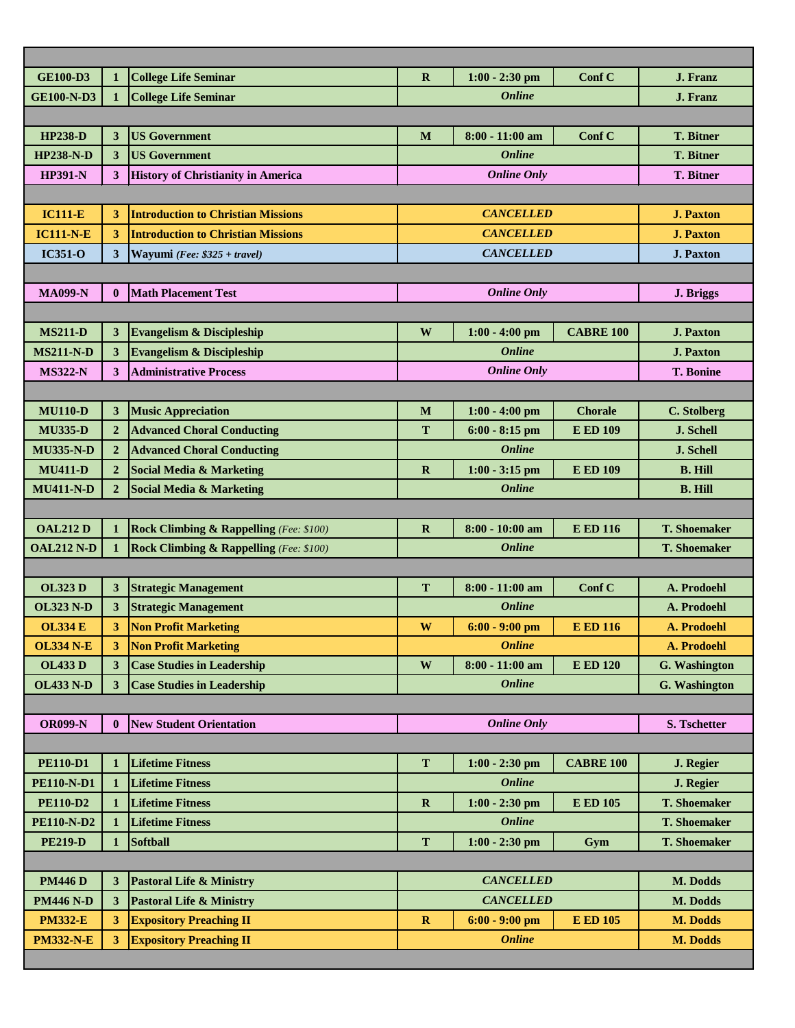| Course | Cr | Title | Day | Time | Room | Instructor |
|---|---|---|---|---|---|---|
| | | | | | | |
| **GE100-D3** | **1** | **College Life Seminar** | **R** | **1:00 - 2:30 pm** | **Conf C** | **J. Franz** |
| **GE100-N-D3** | **1** | **College Life Seminar** | ***Online*** | | | **J. Franz** |
| | | | | | | |
| **HP238-D** | **3** | **US Government** | **M** | **8:00 - 11:00 am** | **Conf C** | **T. Bitner** |
| **HP238-N-D** | **3** | **US Government** | ***Online*** | | | **T. Bitner** |
| **HP391-N** | **3** | **History of Christianity in America** | ***Online Only*** | | | **T. Bitner** |
| | | | | | | |
| **IC111-E** | **3** | **Introduction to Christian Missions** | ***CANCELLED*** | | | **J. Paxton** |
| **IC111-N-E** | **3** | **Introduction to Christian Missions** | ***CANCELLED*** | | | **J. Paxton** |
| **IC351-O** | **3** | **Wayumi** ***(Fee: $325 + travel)*** | ***CANCELLED*** | | | **J. Paxton** |
| | | | | | | |
| **MA099-N** | **0** | **Math Placement Test** | ***Online Only*** | | | **J. Briggs** |
| | | | | | | |
| **MS211-D** | **3** | **Evangelism & Discipleship** | **W** | **1:00 - 4:00 pm** | **CABRE 100** | **J. Paxton** |
| **MS211-N-D** | **3** | **Evangelism & Discipleship** | ***Online*** | | | **J. Paxton** |
| **MS322-N** | **3** | **Administrative Process** | ***Online Only*** | | | **T. Bonine** |
| | | | | | | |
| **MU110-D** | **3** | **Music Appreciation** | **M** | **1:00 - 4:00 pm** | **Chorale** | **C. Stolberg** |
| **MU335-D** | **2** | **Advanced Choral Conducting** | **T** | **6:00 - 8:15 pm** | **E ED 109** | **J. Schell** |
| **MU335-N-D** | **2** | **Advanced Choral Conducting** | ***Online*** | | | **J. Schell** |
| **MU411-D** | **2** | **Social Media & Marketing** | **R** | **1:00 - 3:15 pm** | **E ED 109** | **B. Hill** |
| **MU411-N-D** | **2** | **Social Media & Marketing** | ***Online*** | | | **B. Hill** |
| | | | | | | |
| **OAL212 D** | **1** | **Rock Climbing & Rappelling** *(Fee: $100)* | **R** | **8:00 - 10:00 am** | **E ED 116** | **T. Shoemaker** |
| **OAL212 N-D** | **1** | **Rock Climbing & Rappelling** *(Fee: $100)* | ***Online*** | | | **T. Shoemaker** |
| | | | | | | |
| **OL323 D** | **3** | **Strategic Management** | **T** | **8:00 - 11:00 am** | **Conf C** | **A. Prodoehl** |
| **OL323 N-D** | **3** | **Strategic Management** | ***Online*** | | | **A. Prodoehl** |
| **OL334 E** | **3** | **Non Profit Marketing** | **W** | **6:00 - 9:00 pm** | **E ED 116** | **A. Prodoehl** |
| **OL334 N-E** | **3** | **Non Profit Marketing** | ***Online*** | | | **A. Prodoehl** |
| **OL433 D** | **3** | **Case Studies in Leadership** | **W** | **8:00 - 11:00 am** | **E ED 120** | **G. Washington** |
| **OL433 N-D** | **3** | **Case Studies in Leadership** | ***Online*** | | | **G. Washington** |
| | | | | | | |
| **OR099-N** | **0** | **New Student Orientation** | ***Online Only*** | | | **S. Tschetter** |
| | | | | | | |
| **PE110-D1** | **1** | **Lifetime Fitness** | **T** | **1:00 - 2:30 pm** | **CABRE 100** | **J. Regier** |
| **PE110-N-D1** | **1** | **Lifetime Fitness** | ***Online*** | | | **J. Regier** |
| **PE110-D2** | **1** | **Lifetime Fitness** | **R** | **1:00 - 2:30 pm** | **E ED 105** | **T. Shoemaker** |
| **PE110-N-D2** | **1** | **Lifetime Fitness** | ***Online*** | | | **T. Shoemaker** |
| **PE219-D** | **1** | **Softball** | **T** | **1:00 - 2:30 pm** | **Gym** | **T. Shoemaker** |
| | | | | | | |
| **PM446 D** | **3** | **Pastoral Life & Ministry** | ***CANCELLED*** | | | **M. Dodds** |
| **PM446 N-D** | **3** | **Pastoral Life & Ministry** | ***CANCELLED*** | | | **M. Dodds** |
| **PM332-E** | **3** | **Expository Preaching II** | **R** | **6:00 - 9:00 pm** | **E ED 105** | **M. Dodds** |
| **PM332-N-E** | **3** | **Expository Preaching II** | ***Online*** | | | **M. Dodds** |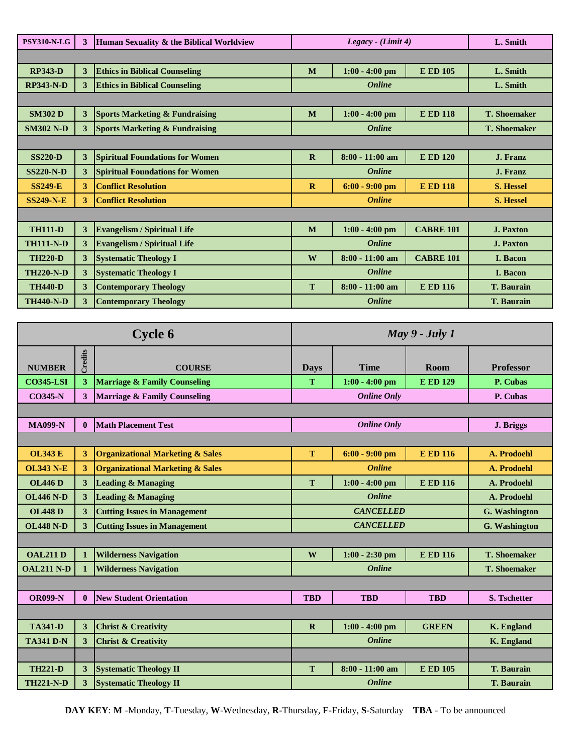| NUMBER | Credits | COURSE | Days | Time | Room | Professor |
|---|---|---|---|---|---|---|
| PSY310-N-LG | 3 | Human Sexuality & the Biblical Worldview | *Legacy - (Limit 4)* | | | L. Smith |
| | | | | | | |
| RP343-D | 3 | Ethics in Biblical Counseling | M | 1:00 - 4:00 pm | E ED 105 | L. Smith |
| RP343-N-D | 3 | Ethics in Biblical Counseling | *Online* | | | L. Smith |
| | | | | | | |
| SM302 D | 3 | Sports Marketing & Fundraising | M | 1:00 - 4:00 pm | E ED 118 | T. Shoemaker |
| SM302 N-D | 3 | Sports Marketing & Fundraising | *Online* | | | T. Shoemaker |
| | | | | | | |
| SS220-D | 3 | Spiritual Foundations for Women | R | 8:00 - 11:00 am | E ED 120 | J. Franz |
| SS220-N-D | 3 | Spiritual Foundations for Women | *Online* | | | J. Franz |
| SS249-E | 3 | Conflict Resolution | R | 6:00 - 9:00 pm | E ED 118 | S. Hessel |
| SS249-N-E | 3 | Conflict Resolution | *Online* | | | S. Hessel |
| | | | | | | |
| TH111-D | 3 | Evangelism / Spiritual Life | M | 1:00 - 4:00 pm | CABRE 101 | J. Paxton |
| TH111-N-D | 3 | Evangelism / Spiritual Life | *Online* | | | J. Paxton |
| TH220-D | 3 | Systematic Theology I | W | 8:00 - 11:00 am | CABRE 101 | I. Bacon |
| TH220-N-D | 3 | Systematic Theology I | *Online* | | | I. Bacon |
| TH440-D | 3 | Contemporary Theology | T | 8:00 - 11:00 am | E ED 116 | T. Baurain |
| TH440-N-D | 3 | Contemporary Theology | *Online* | | | T. Baurain |

| Cycle 6 | | | *May 9 - July 1* | | | |
|---|---|---|---|---|---|---|
| NUMBER | Credits | COURSE | Days | Time | Room | Professor |
| CO345-LSI | 3 | Marriage & Family Counseling | T | 1:00 - 4:00 pm | E ED 129 | P. Cubas |
| CO345-N | 3 | Marriage & Family Counseling | *Online Only* | | | P. Cubas |
| | | | | | | |
| MA099-N | 0 | Math Placement Test | *Online Only* | | | J. Briggs |
| | | | | | | |
| OL343 E | 3 | Organizational Marketing & Sales | T | 6:00 - 9:00 pm | E ED 116 | A. Prodoehl |
| OL343 N-E | 3 | Organizational Marketing & Sales | *Online* | | | A. Prodoehl |
| OL446 D | 3 | Leading & Managing | T | 1:00 - 4:00 pm | E ED 116 | A. Prodoehl |
| OL446 N-D | 3 | Leading & Managing | *Online* | | | A. Prodoehl |
| OL448 D | 3 | Cutting Issues in Management | *CANCELLED* | | | G. Washington |
| OL448 N-D | 3 | Cutting Issues in Management | *CANCELLED* | | | G. Washington |
| | | | | | | |
| OAL211 D | 1 | Wilderness Navigation | W | 1:00 - 2:30 pm | E ED 116 | T. Shoemaker |
| OAL211 N-D | 1 | Wilderness Navigation | *Online* | | | T. Shoemaker |
| | | | | | | |
| OR099-N | 0 | New Student Orientation | TBD | TBD | TBD | S. Tschetter |
| | | | | | | |
| TA341-D | 3 | Christ & Creativity | R | 1:00 - 4:00 pm | GREEN | K. England |
| TA341 D-N | 3 | Christ & Creativity | *Online* | | | K. England |
| | | | | | | |
| TH221-D | 3 | Systematic Theology II | T | 8:00 - 11:00 am | E ED 105 | T. Baurain |
| TH221-N-D | 3 | Systematic Theology II | *Online* | | | T. Baurain |

**DAY KEY**: **M** -Monday, **T**-Tuesday, **W**-Wednesday, **R**-Thursday, **F**-Friday, **S**-Saturday **TBA** - To be announced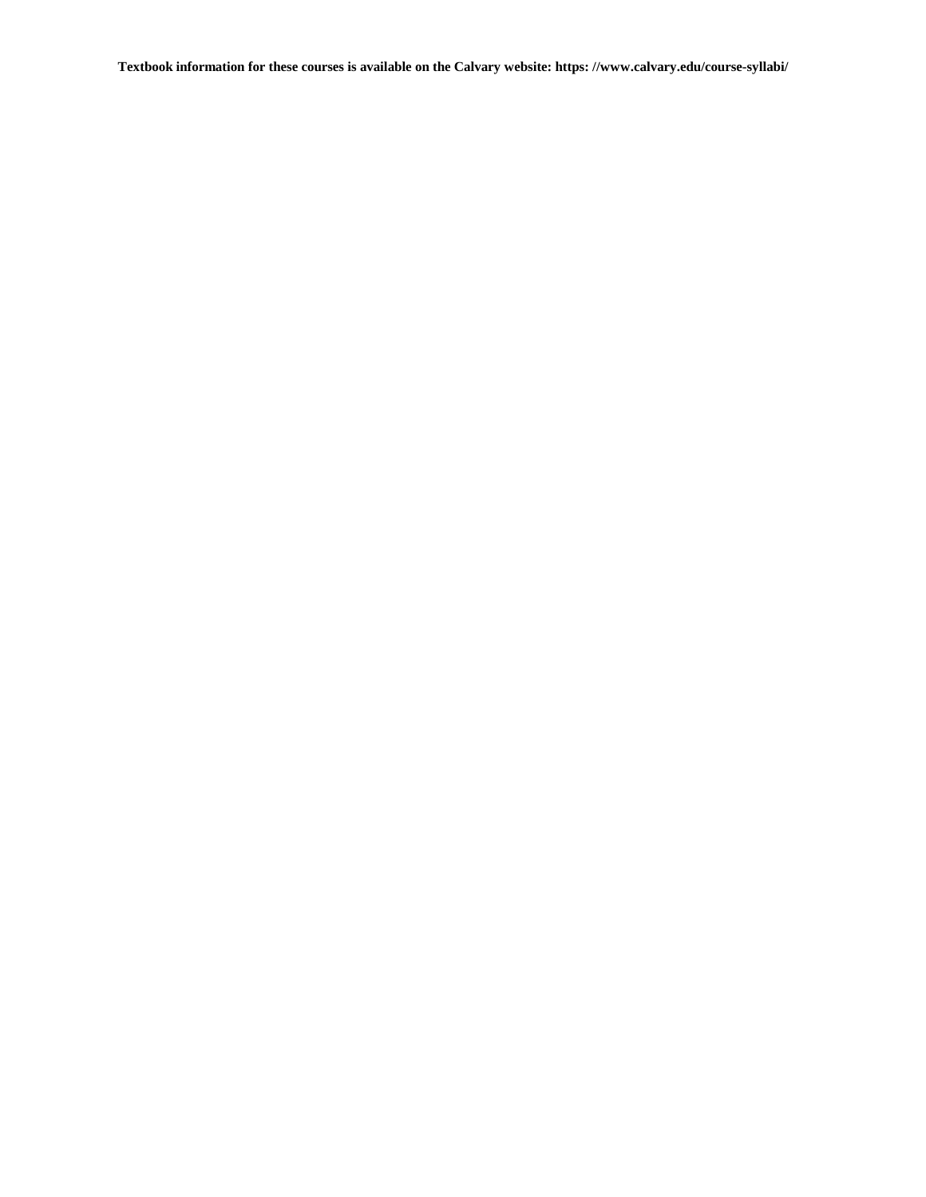**Textbook information for these courses is available on the Calvary website: https: //www.calvary.edu/course-syllabi/**